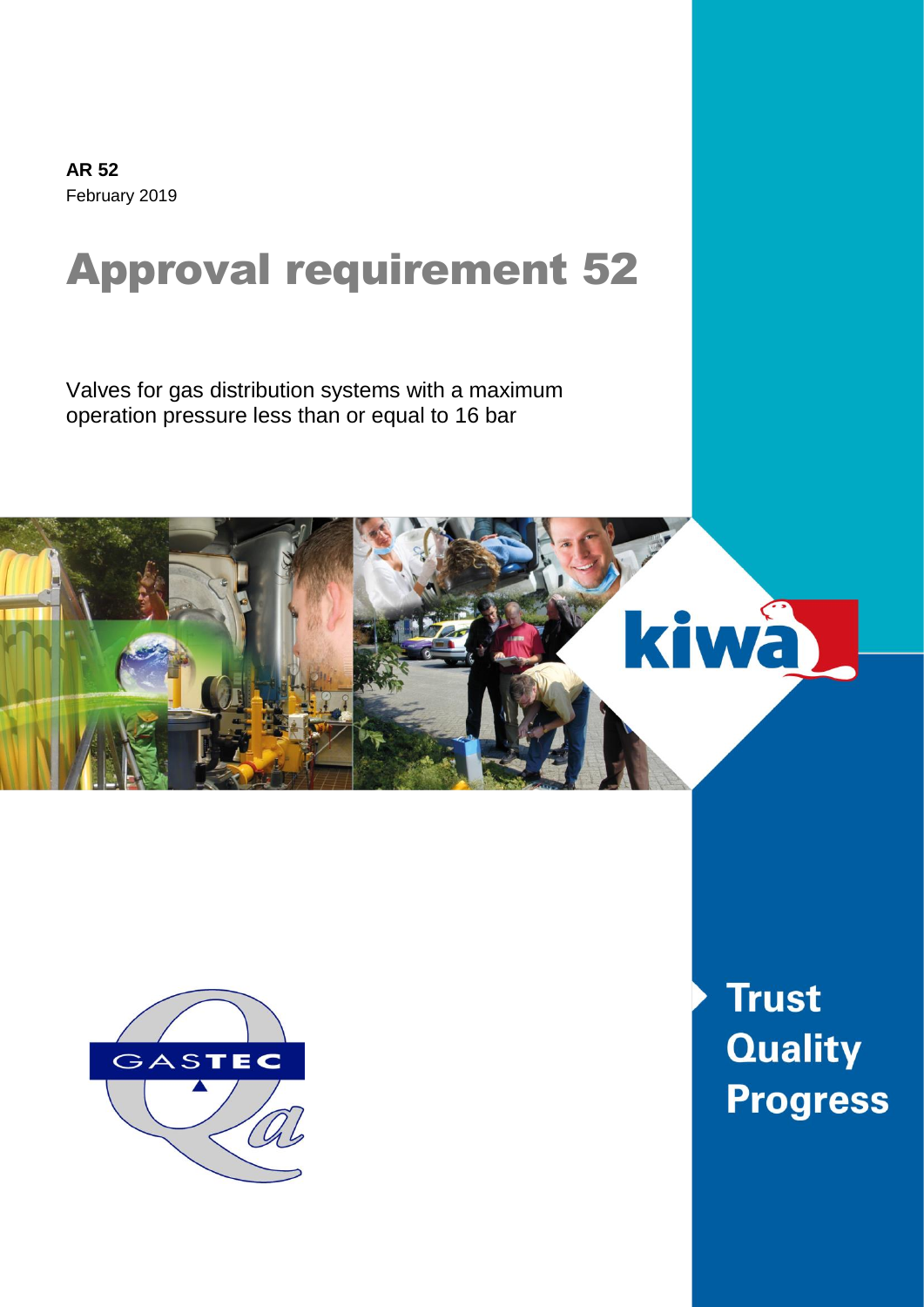**AR 52**
February 2019

# Approval requirement 52

Valves for gas distribution systems with a maximum operation pressure less than or equal to 16 bar

**Trust**
**Quality**
**Progress**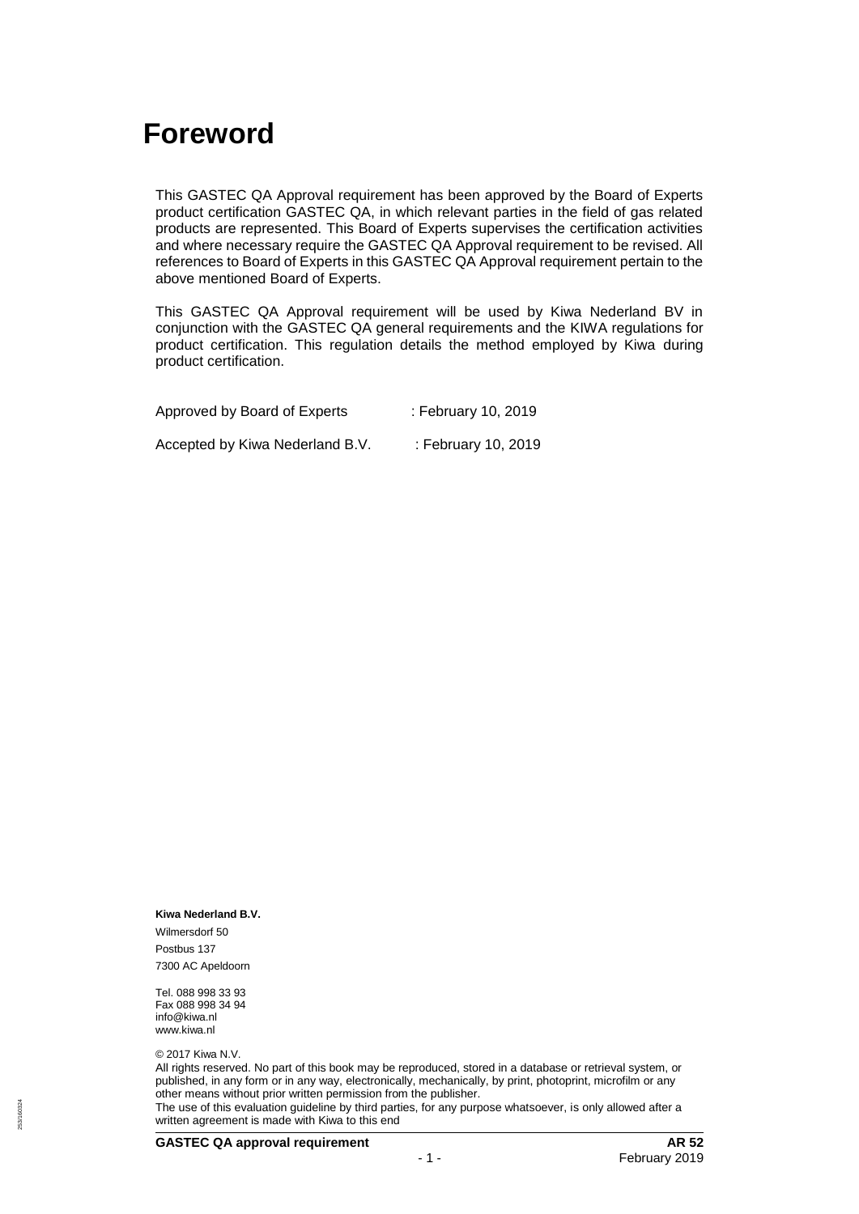# Foreword

This GASTEC QA Approval requirement has been approved by the Board of Experts product certification GASTEC QA, in which relevant parties in the field of gas related products are represented. This Board of Experts supervises the certification activities and where necessary require the GASTEC QA Approval requirement to be revised. All references to Board of Experts in this GASTEC QA Approval requirement pertain to the above mentioned Board of Experts.

This GASTEC QA Approval requirement will be used by Kiwa Nederland BV in conjunction with the GASTEC QA general requirements and the KIWA regulations for product certification. This regulation details the method employed by Kiwa during product certification.

Approved by Board of Experts : February 10, 2019

Accepted by Kiwa Nederland B.V. : February 10, 2019

**Kiwa Nederland B.V.**

Wilmersdorf 50

Postbus 137

7300 AC Apeldoorn

Tel. 088 998 33 93
Fax 088 998 34 94
info@kiwa.nl
www.kiwa.nl

© 2017 Kiwa N.V.

All rights reserved. No part of this book may be reproduced, stored in a database or retrieval system, or published, in any form or in any way, electronically, mechanically, by print, photoprint, microfilm or any other means without prior written permission from the publisher.
The use of this evaluation guideline by third parties, for any purpose whatsoever, is only allowed after a written agreement is made with Kiwa to this end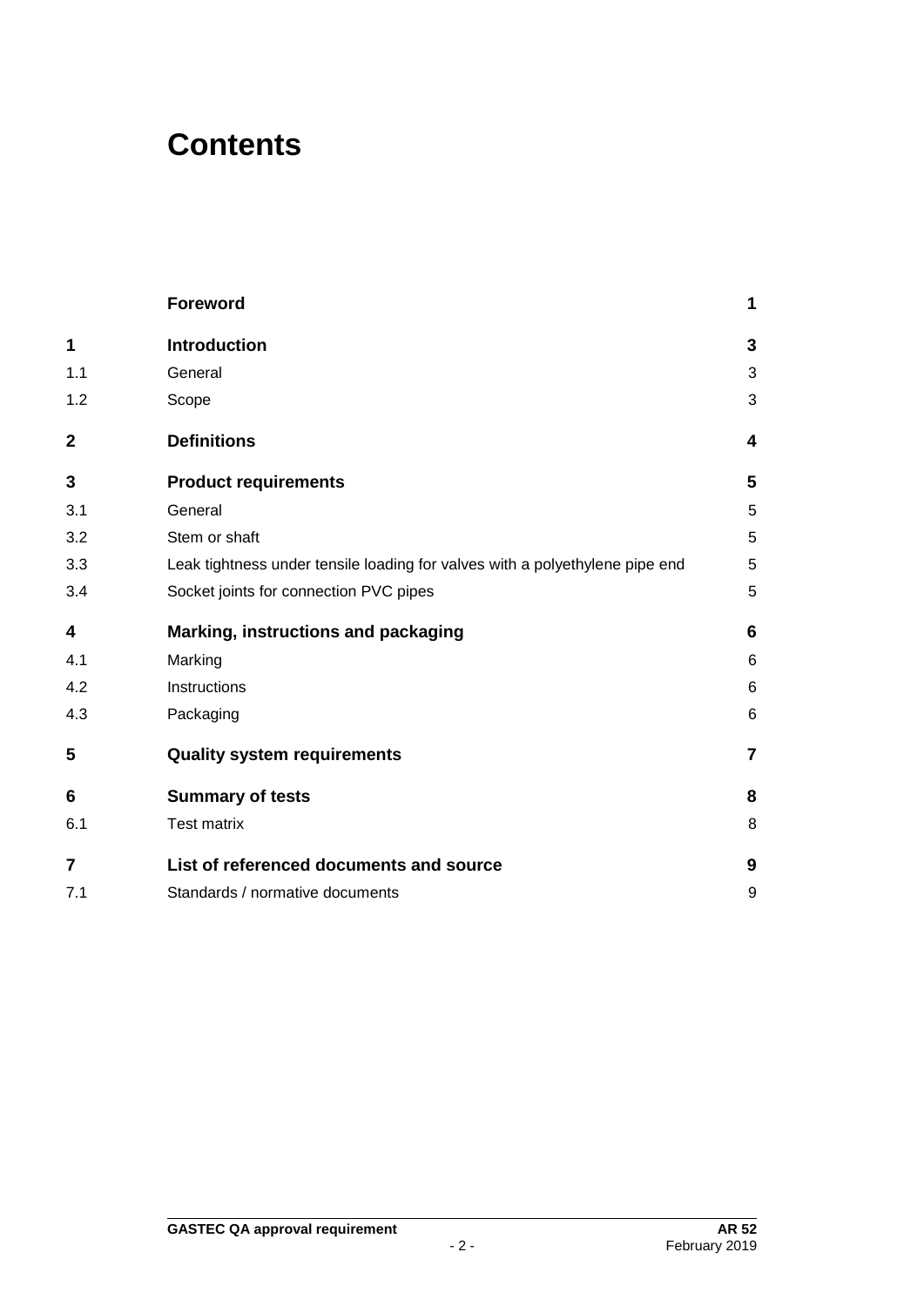# Contents

| | | |
|---|---|---|
| | **Foreword** | **1** |
| **1** | **Introduction** | **3** |
| 1.1 | General | 3 |
| 1.2 | Scope | 3 |
| **2** | **Definitions** | **4** |
| **3** | **Product requirements** | **5** |
| 3.1 | General | 5 |
| 3.2 | Stem or shaft | 5 |
| 3.3 | Leak tightness under tensile loading for valves with a polyethylene pipe end | 5 |
| 3.4 | Socket joints for connection PVC pipes | 5 |
| **4** | **Marking, instructions and packaging** | **6** |
| 4.1 | Marking | 6 |
| 4.2 | Instructions | 6 |
| 4.3 | Packaging | 6 |
| **5** | **Quality system requirements** | **7** |
| **6** | **Summary of tests** | **8** |
| 6.1 | Test matrix | 8 |
| **7** | **List of referenced documents and source** | **9** |
| 7.1 | Standards / normative documents | 9 |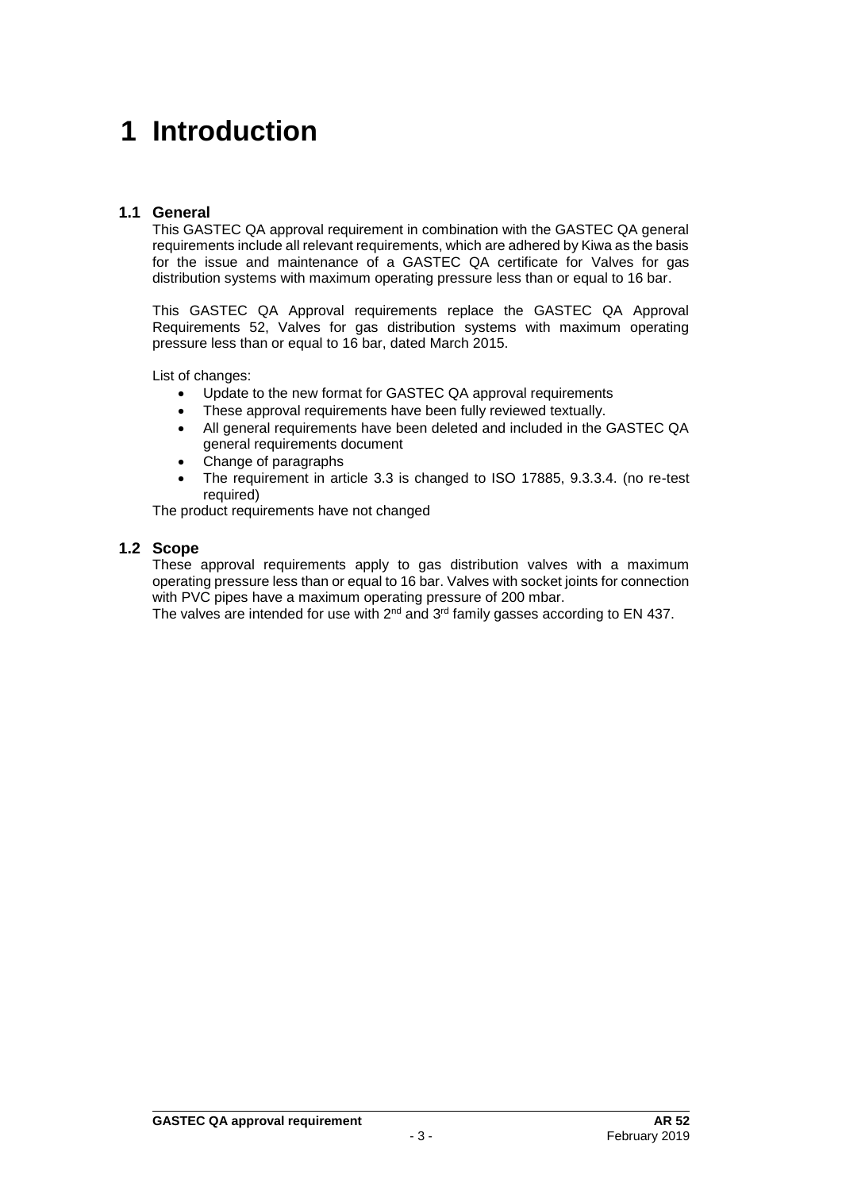# 1 Introduction

## 1.1 General

This GASTEC QA approval requirement in combination with the GASTEC QA general requirements include all relevant requirements, which are adhered by Kiwa as the basis for the issue and maintenance of a GASTEC QA certificate for Valves for gas distribution systems with maximum operating pressure less than or equal to 16 bar.

This GASTEC QA Approval requirements replace the GASTEC QA Approval Requirements 52, Valves for gas distribution systems with maximum operating pressure less than or equal to 16 bar, dated March 2015.

List of changes:

- Update to the new format for GASTEC QA approval requirements
- These approval requirements have been fully reviewed textually.
- All general requirements have been deleted and included in the GASTEC QA general requirements document
- Change of paragraphs
- The requirement in article 3.3 is changed to ISO 17885, 9.3.3.4. (no re-test required)

The product requirements have not changed

## 1.2 Scope

These approval requirements apply to gas distribution valves with a maximum operating pressure less than or equal to 16 bar. Valves with socket joints for connection with PVC pipes have a maximum operating pressure of 200 mbar.

The valves are intended for use with 2nd and 3rd family gasses according to EN 437.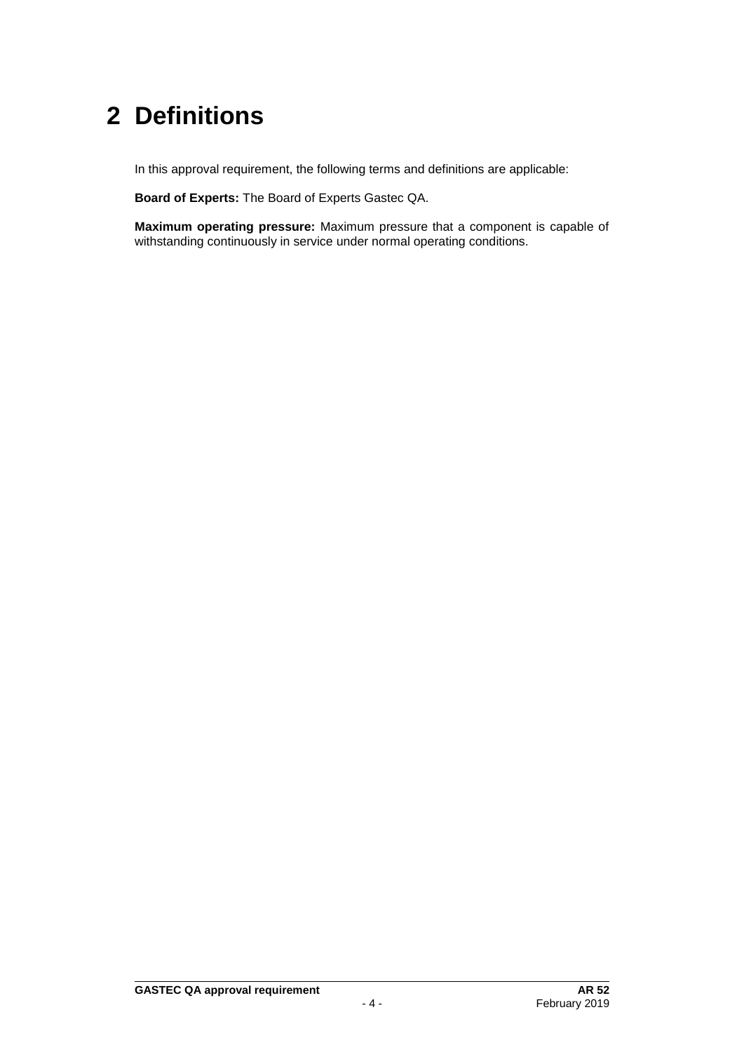# 2 Definitions

In this approval requirement, the following terms and definitions are applicable:

**Board of Experts:** The Board of Experts Gastec QA.

**Maximum operating pressure:** Maximum pressure that a component is capable of withstanding continuously in service under normal operating conditions.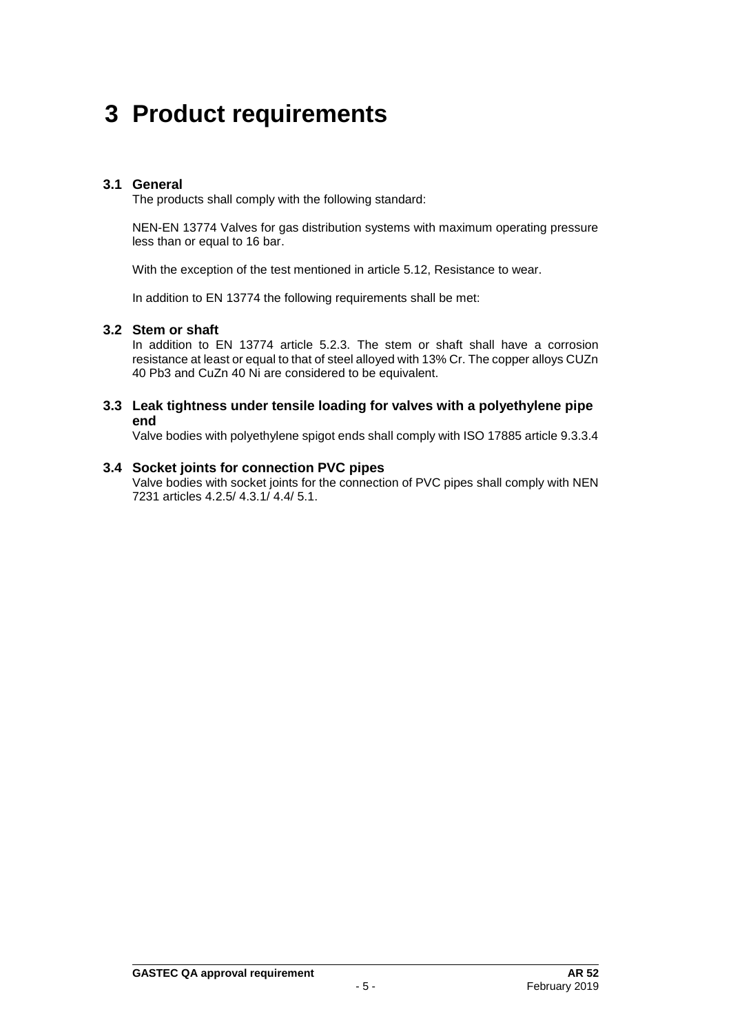# 3 Product requirements

## 3.1 General

The products shall comply with the following standard:

NEN-EN 13774 Valves for gas distribution systems with maximum operating pressure less than or equal to 16 bar.

With the exception of the test mentioned in article 5.12, Resistance to wear.

In addition to EN 13774 the following requirements shall be met:

## 3.2 Stem or shaft

In addition to EN 13774 article 5.2.3. The stem or shaft shall have a corrosion resistance at least or equal to that of steel alloyed with 13% Cr. The copper alloys CUZn 40 Pb3 and CuZn 40 Ni are considered to be equivalent.

## 3.3 Leak tightness under tensile loading for valves with a polyethylene pipe end

Valve bodies with polyethylene spigot ends shall comply with ISO 17885 article 9.3.3.4

## 3.4 Socket joints for connection PVC pipes

Valve bodies with socket joints for the connection of PVC pipes shall comply with NEN 7231 articles 4.2.5/ 4.3.1/ 4.4/ 5.1.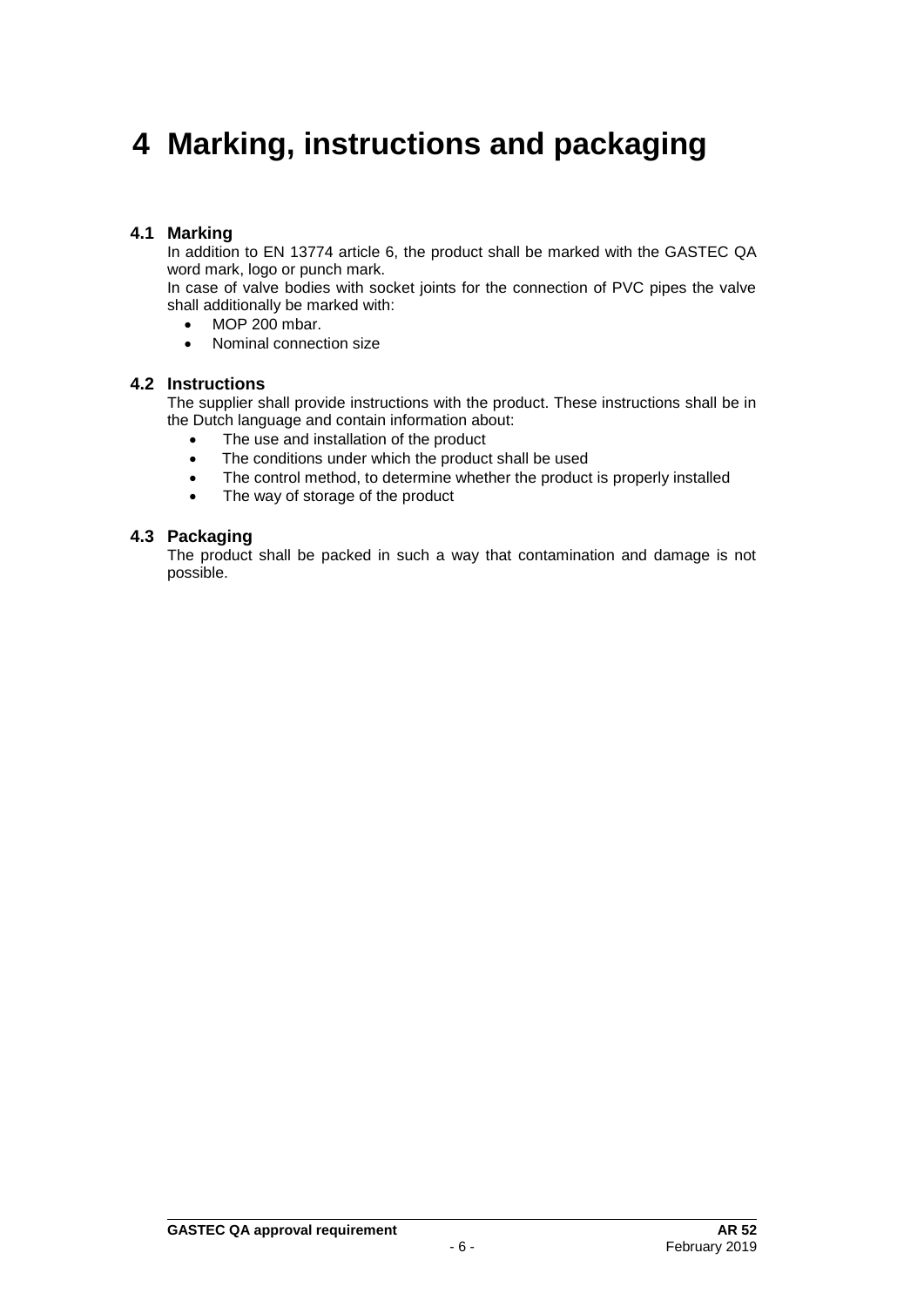# 4 Marking, instructions and packaging

## 4.1 Marking

In addition to EN 13774 article 6, the product shall be marked with the GASTEC QA word mark, logo or punch mark.

In case of valve bodies with socket joints for the connection of PVC pipes the valve shall additionally be marked with:

- MOP 200 mbar.
- Nominal connection size

## 4.2 Instructions

The supplier shall provide instructions with the product. These instructions shall be in the Dutch language and contain information about:

- The use and installation of the product
- The conditions under which the product shall be used
- The control method, to determine whether the product is properly installed
- The way of storage of the product

## 4.3 Packaging

The product shall be packed in such a way that contamination and damage is not possible.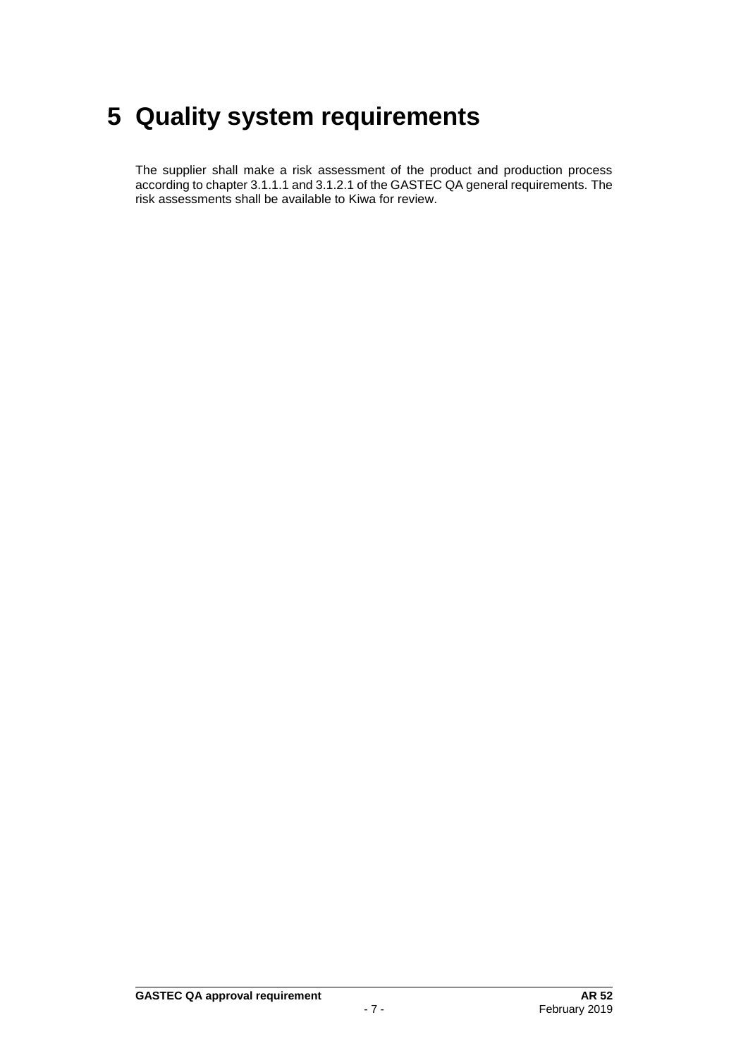# 5 Quality system requirements

The supplier shall make a risk assessment of the product and production process according to chapter 3.1.1.1 and 3.1.2.1 of the GASTEC QA general requirements. The risk assessments shall be available to Kiwa for review.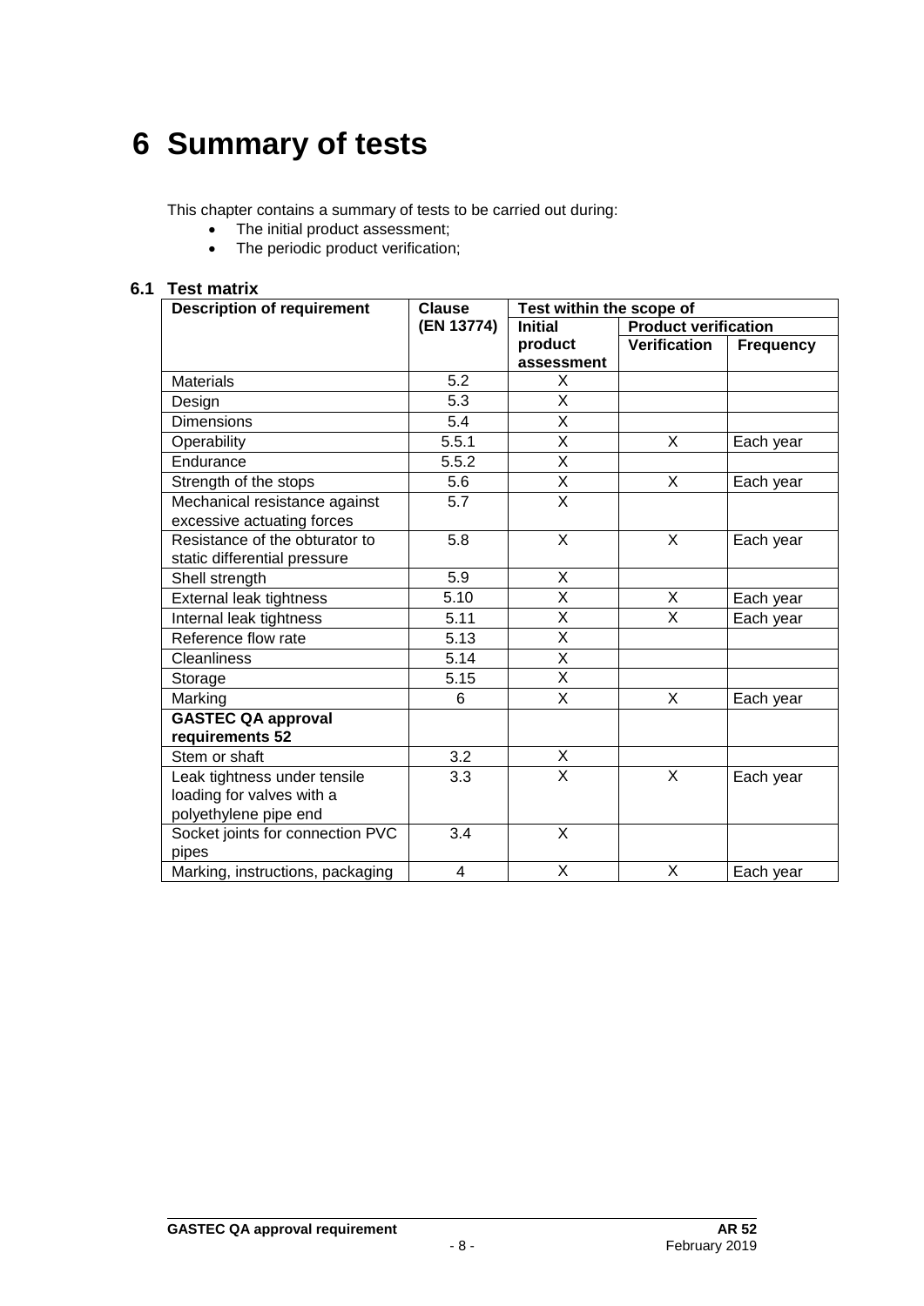# 6 Summary of tests

This chapter contains a summary of tests to be carried out during:

- The initial product assessment;
- The periodic product verification;

## 6.1 Test matrix

| Description of requirement | Clause (EN 13774) | Test within the scope of | | |
|---|---|---|---|---|
| | | Initial product assessment | Product verification | |
| | | | Verification | Frequency |
| Materials | 5.2 | X | | |
| Design | 5.3 | X | | |
| Dimensions | 5.4 | X | | |
| Operability | 5.5.1 | X | X | Each year |
| Endurance | 5.5.2 | X | | |
| Strength of the stops | 5.6 | X | X | Each year |
| Mechanical resistance against excessive actuating forces | 5.7 | X | | |
| Resistance of the obturator to static differential pressure | 5.8 | X | X | Each year |
| Shell strength | 5.9 | X | | |
| External leak tightness | 5.10 | X | X | Each year |
| Internal leak tightness | 5.11 | X | X | Each year |
| Reference flow rate | 5.13 | X | | |
| Cleanliness | 5.14 | X | | |
| Storage | 5.15 | X | | |
| Marking | 6 | X | X | Each year |
| **GASTEC QA approval requirements 52** | | | | |
| Stem or shaft | 3.2 | X | | |
| Leak tightness under tensile loading for valves with a polyethylene pipe end | 3.3 | X | X | Each year |
| Socket joints for connection PVC pipes | 3.4 | X | | |
| Marking, instructions, packaging | 4 | X | X | Each year |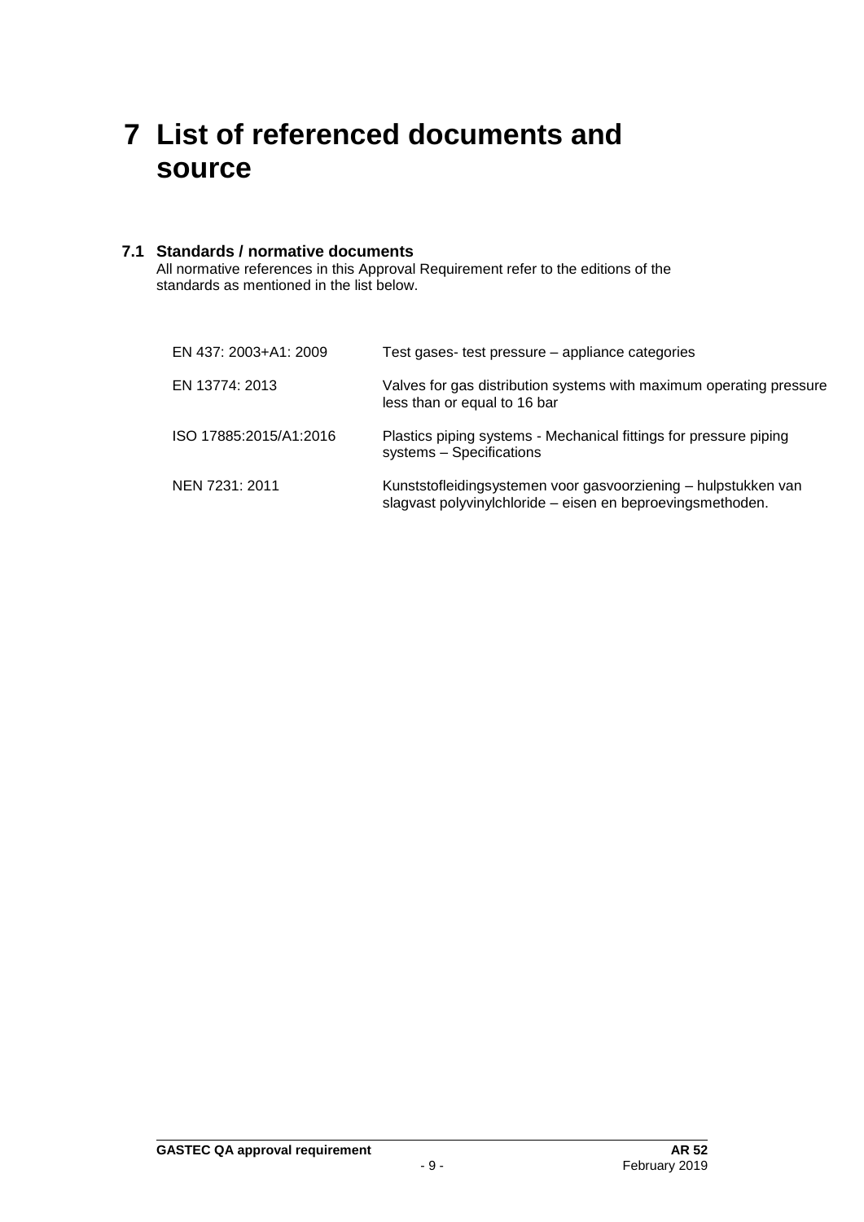# 7 List of referenced documents and source

## 7.1 Standards / normative documents

All normative references in this Approval Requirement refer to the editions of the standards as mentioned in the list below.

| | |
|---|---|
| EN 437: 2003+A1: 2009 | Test gases- test pressure – appliance categories |
| EN 13774: 2013 | Valves for gas distribution systems with maximum operating pressure less than or equal to 16 bar |
| ISO 17885:2015/A1:2016 | Plastics piping systems - Mechanical fittings for pressure piping systems – Specifications |
| NEN 7231: 2011 | Kunststofleidingsystemen voor gasvoorziening – hulpstukken van slagvast polyvinylchloride – eisen en beproevingsmethoden. |